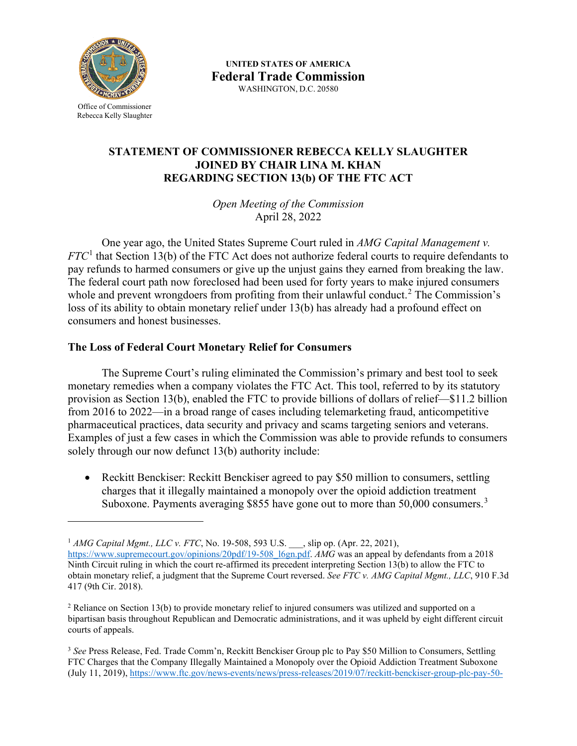Office of Commissioner
Rebecca Kelly Slaughter

**UNITED STATES OF AMERICA**
**Federal Trade Commission**
WASHINGTON, D.C. 20580

# STATEMENT OF COMMISSIONER REBECCA KELLY SLAUGHTER JOINED BY CHAIR LINA M. KHAN REGARDING SECTION 13(b) OF THE FTC ACT

*Open Meeting of the Commission*
April 28, 2022

One year ago, the United States Supreme Court ruled in *AMG Capital Management v. FTC*[1] that Section 13(b) of the FTC Act does not authorize federal courts to require defendants to pay refunds to harmed consumers or give up the unjust gains they earned from breaking the law. The federal court path now foreclosed had been used for forty years to make injured consumers whole and prevent wrongdoers from profiting from their unlawful conduct.[2] The Commission's loss of its ability to obtain monetary relief under 13(b) has already had a profound effect on consumers and honest businesses.

## The Loss of Federal Court Monetary Relief for Consumers

The Supreme Court's ruling eliminated the Commission's primary and best tool to seek monetary remedies when a company violates the FTC Act. This tool, referred to by its statutory provision as Section 13(b), enabled the FTC to provide billions of dollars of relief—$11.2 billion from 2016 to 2022—in a broad range of cases including telemarketing fraud, anticompetitive pharmaceutical practices, data security and privacy and scams targeting seniors and veterans. Examples of just a few cases in which the Commission was able to provide refunds to consumers solely through our now defunct 13(b) authority include:

- Reckitt Benckiser: Reckitt Benckiser agreed to pay $50 million to consumers, settling charges that it illegally maintained a monopoly over the opioid addiction treatment Suboxone. Payments averaging $855 have gone out to more than 50,000 consumers.[3]

---

[1] *AMG Capital Mgmt., LLC v. FTC*, No. 19-508, 593 U.S. ___, slip op. (Apr. 22, 2021), https://www.supremecourt.gov/opinions/20pdf/19-508_l6gn.pdf. *AMG* was an appeal by defendants from a 2018 Ninth Circuit ruling in which the court re-affirmed its precedent interpreting Section 13(b) to allow the FTC to obtain monetary relief, a judgment that the Supreme Court reversed. *See FTC v. AMG Capital Mgmt., LLC*, 910 F.3d 417 (9th Cir. 2018).

[2] Reliance on Section 13(b) to provide monetary relief to injured consumers was utilized and supported on a bipartisan basis throughout Republican and Democratic administrations, and it was upheld by eight different circuit courts of appeals.

[3] *See* Press Release, Fed. Trade Comm'n, Reckitt Benckiser Group plc to Pay $50 Million to Consumers, Settling FTC Charges that the Company Illegally Maintained a Monopoly over the Opioid Addiction Treatment Suboxone (July 11, 2019), https://www.ftc.gov/news-events/news/press-releases/2019/07/reckitt-benckiser-group-plc-pay-50-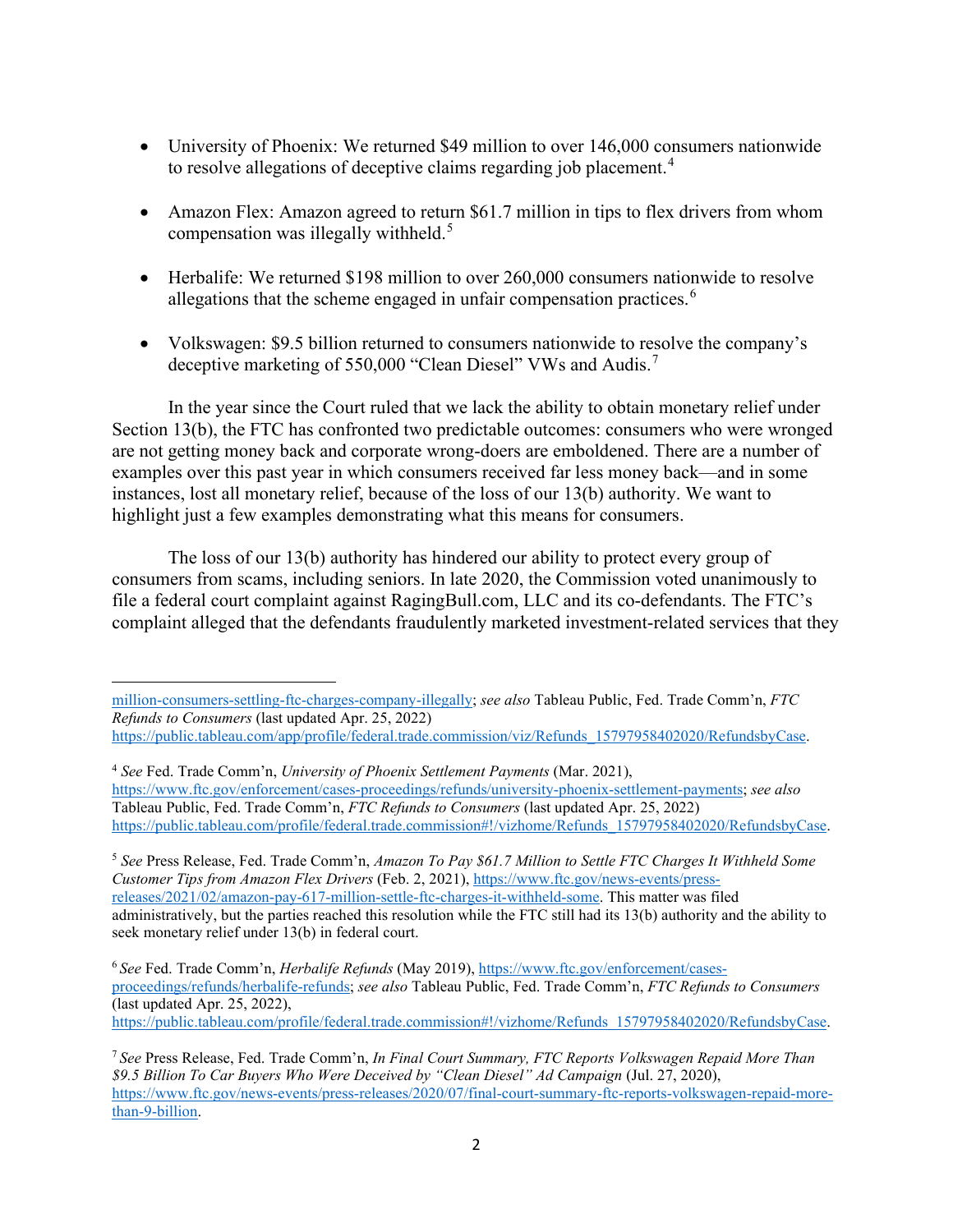- University of Phoenix: We returned $49 million to over 146,000 consumers nationwide to resolve allegations of deceptive claims regarding job placement.[4]

- Amazon Flex: Amazon agreed to return $61.7 million in tips to flex drivers from whom compensation was illegally withheld.[5]

- Herbalife: We returned $198 million to over 260,000 consumers nationwide to resolve allegations that the scheme engaged in unfair compensation practices.[6]

- Volkswagen: $9.5 billion returned to consumers nationwide to resolve the company's deceptive marketing of 550,000 "Clean Diesel" VWs and Audis.[7]

In the year since the Court ruled that we lack the ability to obtain monetary relief under Section 13(b), the FTC has confronted two predictable outcomes: consumers who were wronged are not getting money back and corporate wrong-doers are emboldened. There are a number of examples over this past year in which consumers received far less money back—and in some instances, lost all monetary relief, because of the loss of our 13(b) authority. We want to highlight just a few examples demonstrating what this means for consumers.

The loss of our 13(b) authority has hindered our ability to protect every group of consumers from scams, including seniors. In late 2020, the Commission voted unanimously to file a federal court complaint against RagingBull.com, LLC and its co-defendants. The FTC's complaint alleged that the defendants fraudulently marketed investment-related services that they

---

million-consumers-settling-ftc-charges-company-illegally; *see also* Tableau Public, Fed. Trade Comm'n, *FTC Refunds to Consumers* (last updated Apr. 25, 2022) https://public.tableau.com/app/profile/federal.trade.commission/viz/Refunds_15797958402020/RefundsbyCase.

[4] *See* Fed. Trade Comm'n, *University of Phoenix Settlement Payments* (Mar. 2021), https://www.ftc.gov/enforcement/cases-proceedings/refunds/university-phoenix-settlement-payments; *see also* Tableau Public, Fed. Trade Comm'n, *FTC Refunds to Consumers* (last updated Apr. 25, 2022) https://public.tableau.com/profile/federal.trade.commission#!/vizhome/Refunds_15797958402020/RefundsbyCase.

[5] *See* Press Release, Fed. Trade Comm'n, *Amazon To Pay $61.7 Million to Settle FTC Charges It Withheld Some Customer Tips from Amazon Flex Drivers* (Feb. 2, 2021), https://www.ftc.gov/news-events/press-releases/2021/02/amazon-pay-617-million-settle-ftc-charges-it-withheld-some. This matter was filed administratively, but the parties reached this resolution while the FTC still had its 13(b) authority and the ability to seek monetary relief under 13(b) in federal court.

[6] *See* Fed. Trade Comm'n, *Herbalife Refunds* (May 2019), https://www.ftc.gov/enforcement/cases-proceedings/refunds/herbalife-refunds; *see also* Tableau Public, Fed. Trade Comm'n, *FTC Refunds to Consumers* (last updated Apr. 25, 2022), https://public.tableau.com/profile/federal.trade.commission#!/vizhome/Refunds_15797958402020/RefundsbyCase.

[7] *See* Press Release, Fed. Trade Comm'n, *In Final Court Summary, FTC Reports Volkswagen Repaid More Than $9.5 Billion To Car Buyers Who Were Deceived by "Clean Diesel" Ad Campaign* (Jul. 27, 2020), https://www.ftc.gov/news-events/press-releases/2020/07/final-court-summary-ftc-reports-volkswagen-repaid-more-than-9-billion.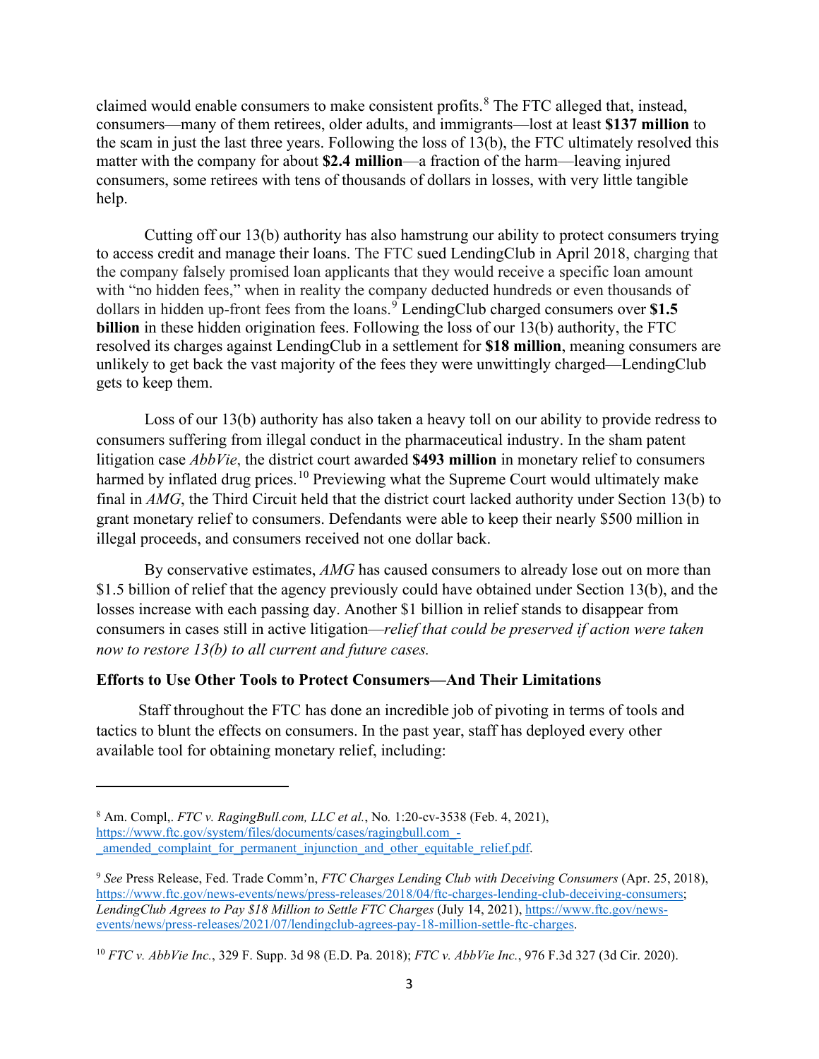claimed would enable consumers to make consistent profits.[8] The FTC alleged that, instead, consumers—many of them retirees, older adults, and immigrants—lost at least **$137 million** to the scam in just the last three years. Following the loss of 13(b), the FTC ultimately resolved this matter with the company for about **$2.4 million**—a fraction of the harm—leaving injured consumers, some retirees with tens of thousands of dollars in losses, with very little tangible help.

Cutting off our 13(b) authority has also hamstrung our ability to protect consumers trying to access credit and manage their loans. The FTC sued LendingClub in April 2018, charging that the company falsely promised loan applicants that they would receive a specific loan amount with "no hidden fees," when in reality the company deducted hundreds or even thousands of dollars in hidden up-front fees from the loans.[9] LendingClub charged consumers over **$1.5 billion** in these hidden origination fees. Following the loss of our 13(b) authority, the FTC resolved its charges against LendingClub in a settlement for **$18 million**, meaning consumers are unlikely to get back the vast majority of the fees they were unwittingly charged—LendingClub gets to keep them.

Loss of our 13(b) authority has also taken a heavy toll on our ability to provide redress to consumers suffering from illegal conduct in the pharmaceutical industry. In the sham patent litigation case *AbbVie*, the district court awarded **$493 million** in monetary relief to consumers harmed by inflated drug prices.[10] Previewing what the Supreme Court would ultimately make final in *AMG*, the Third Circuit held that the district court lacked authority under Section 13(b) to grant monetary relief to consumers. Defendants were able to keep their nearly $500 million in illegal proceeds, and consumers received not one dollar back.

By conservative estimates, *AMG* has caused consumers to already lose out on more than $1.5 billion of relief that the agency previously could have obtained under Section 13(b), and the losses increase with each passing day. Another $1 billion in relief stands to disappear from consumers in cases still in active litigation—*relief that could be preserved if action were taken now to restore 13(b) to all current and future cases.*

**Efforts to Use Other Tools to Protect Consumers—And Their Limitations**

Staff throughout the FTC has done an incredible job of pivoting in terms of tools and tactics to blunt the effects on consumers. In the past year, staff has deployed every other available tool for obtaining monetary relief, including:

---

[8] Am. Compl,. *FTC v. RagingBull.com, LLC et al.*, No. 1:20-cv-3538 (Feb. 4, 2021), https://www.ftc.gov/system/files/documents/cases/ragingbull.com_-_amended_complaint_for_permanent_injunction_and_other_equitable_relief.pdf.

[9] *See* Press Release, Fed. Trade Comm'n, *FTC Charges Lending Club with Deceiving Consumers* (Apr. 25, 2018), https://www.ftc.gov/news-events/news/press-releases/2018/04/ftc-charges-lending-club-deceiving-consumers; *LendingClub Agrees to Pay $18 Million to Settle FTC Charges* (July 14, 2021), https://www.ftc.gov/news-events/news/press-releases/2021/07/lendingclub-agrees-pay-18-million-settle-ftc-charges.

[10] *FTC v. AbbVie Inc.*, 329 F. Supp. 3d 98 (E.D. Pa. 2018); *FTC v. AbbVie Inc.*, 976 F.3d 327 (3d Cir. 2020).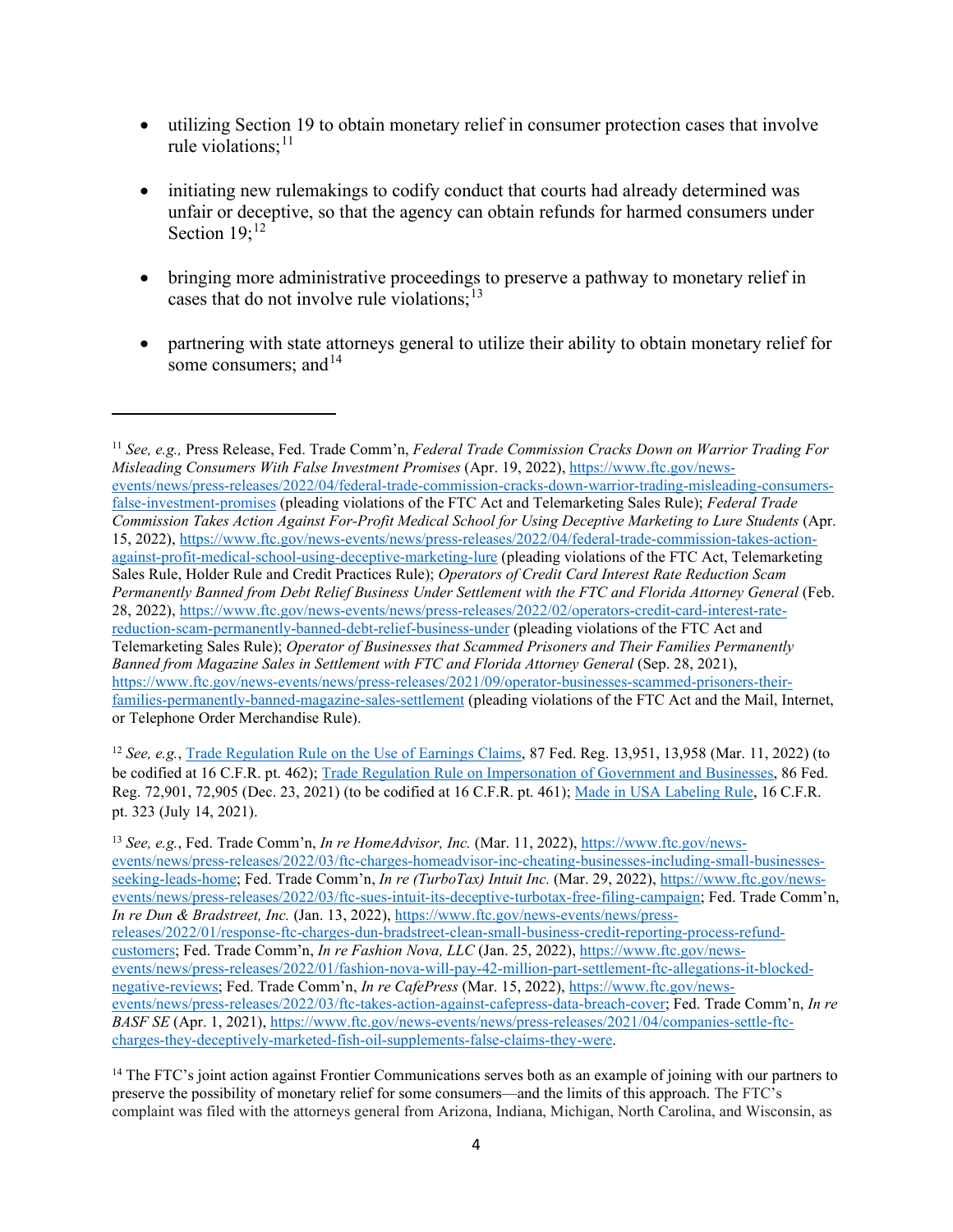- utilizing Section 19 to obtain monetary relief in consumer protection cases that involve rule violations;[11]

- initiating new rulemakings to codify conduct that courts had already determined was unfair or deceptive, so that the agency can obtain refunds for harmed consumers under Section 19;[12]

- bringing more administrative proceedings to preserve a pathway to monetary relief in cases that do not involve rule violations;[13]

- partnering with state attorneys general to utilize their ability to obtain monetary relief for some consumers; and[14]

---

[11] *See, e.g.,* Press Release, Fed. Trade Comm'n, *Federal Trade Commission Cracks Down on Warrior Trading For Misleading Consumers With False Investment Promises* (Apr. 19, 2022), https://www.ftc.gov/news-events/news/press-releases/2022/04/federal-trade-commission-cracks-down-warrior-trading-misleading-consumers-false-investment-promises (pleading violations of the FTC Act and Telemarketing Sales Rule); *Federal Trade Commission Takes Action Against For-Profit Medical School for Using Deceptive Marketing to Lure Students* (Apr. 15, 2022), https://www.ftc.gov/news-events/news/press-releases/2022/04/federal-trade-commission-takes-action-against-profit-medical-school-using-deceptive-marketing-lure (pleading violations of the FTC Act, Telemarketing Sales Rule, Holder Rule and Credit Practices Rule); *Operators of Credit Card Interest Rate Reduction Scam Permanently Banned from Debt Relief Business Under Settlement with the FTC and Florida Attorney General* (Feb. 28, 2022), https://www.ftc.gov/news-events/news/press-releases/2022/02/operators-credit-card-interest-rate-reduction-scam-permanently-banned-debt-relief-business-under (pleading violations of the FTC Act and Telemarketing Sales Rule); *Operator of Businesses that Scammed Prisoners and Their Families Permanently Banned from Magazine Sales in Settlement with FTC and Florida Attorney General* (Sep. 28, 2021), https://www.ftc.gov/news-events/news/press-releases/2021/09/operator-businesses-scammed-prisoners-their-families-permanently-banned-magazine-sales-settlement (pleading violations of the FTC Act and the Mail, Internet, or Telephone Order Merchandise Rule).

[12] *See, e.g.*, Trade Regulation Rule on the Use of Earnings Claims, 87 Fed. Reg. 13,951, 13,958 (Mar. 11, 2022) (to be codified at 16 C.F.R. pt. 462); Trade Regulation Rule on Impersonation of Government and Businesses, 86 Fed. Reg. 72,901, 72,905 (Dec. 23, 2021) (to be codified at 16 C.F.R. pt. 461); Made in USA Labeling Rule, 16 C.F.R. pt. 323 (July 14, 2021).

[13] *See, e.g.*, Fed. Trade Comm'n, *In re HomeAdvisor, Inc.* (Mar. 11, 2022), https://www.ftc.gov/news-events/news/press-releases/2022/03/ftc-charges-homeadvisor-inc-cheating-businesses-including-small-businesses-seeking-leads-home; Fed. Trade Comm'n, *In re (TurboTax) Intuit Inc.* (Mar. 29, 2022), https://www.ftc.gov/news-events/news/press-releases/2022/03/ftc-sues-intuit-its-deceptive-turbotax-free-filing-campaign; Fed. Trade Comm'n, *In re Dun & Bradstreet, Inc.* (Jan. 13, 2022), https://www.ftc.gov/news-events/news/press-releases/2022/01/response-ftc-charges-dun-bradstreet-clean-small-business-credit-reporting-process-refund-customers; Fed. Trade Comm'n, *In re Fashion Nova, LLC* (Jan. 25, 2022), https://www.ftc.gov/news-events/news/press-releases/2022/01/fashion-nova-will-pay-42-million-part-settlement-ftc-allegations-it-blocked-negative-reviews; Fed. Trade Comm'n, *In re CafePress* (Mar. 15, 2022), https://www.ftc.gov/news-events/news/press-releases/2022/03/ftc-takes-action-against-cafepress-data-breach-cover; Fed. Trade Comm'n, *In re BASF SE* (Apr. 1, 2021), https://www.ftc.gov/news-events/news/press-releases/2021/04/companies-settle-ftc-charges-they-deceptively-marketed-fish-oil-supplements-false-claims-they-were.

[14] The FTC's joint action against Frontier Communications serves both as an example of joining with our partners to preserve the possibility of monetary relief for some consumers—and the limits of this approach. The FTC's complaint was filed with the attorneys general from Arizona, Indiana, Michigan, North Carolina, and Wisconsin, as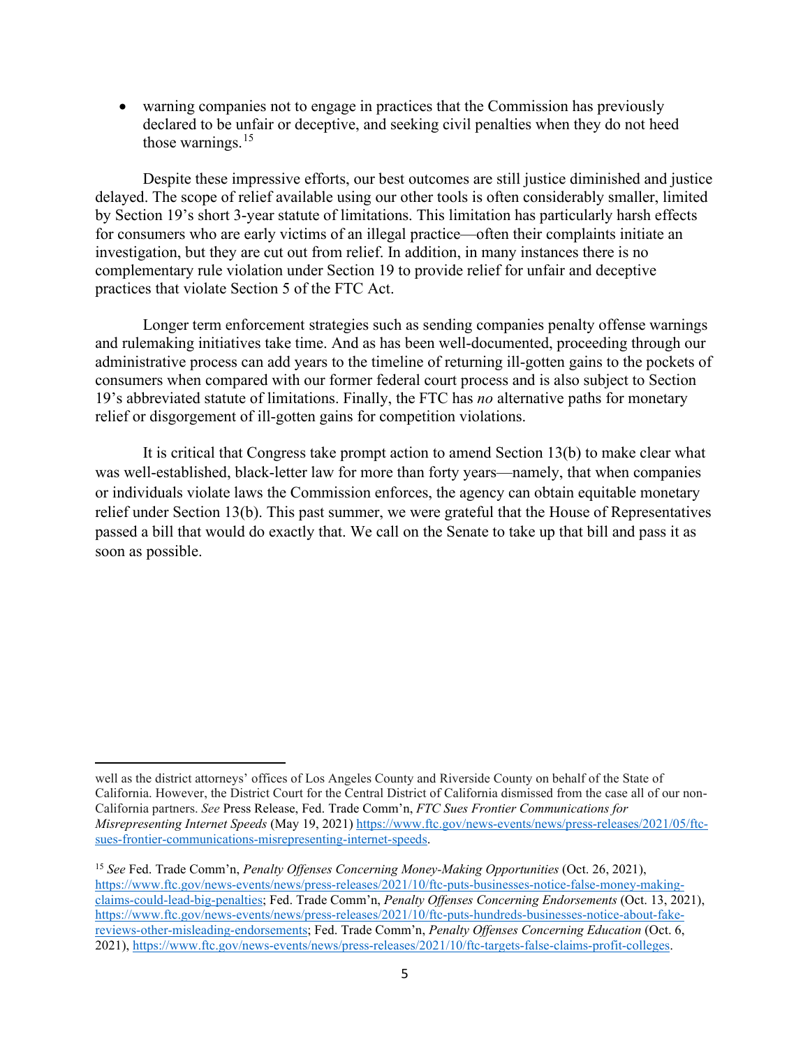- warning companies not to engage in practices that the Commission has previously declared to be unfair or deceptive, and seeking civil penalties when they do not heed those warnings.[15]

Despite these impressive efforts, our best outcomes are still justice diminished and justice delayed. The scope of relief available using our other tools is often considerably smaller, limited by Section 19's short 3-year statute of limitations. This limitation has particularly harsh effects for consumers who are early victims of an illegal practice—often their complaints initiate an investigation, but they are cut out from relief. In addition, in many instances there is no complementary rule violation under Section 19 to provide relief for unfair and deceptive practices that violate Section 5 of the FTC Act.

Longer term enforcement strategies such as sending companies penalty offense warnings and rulemaking initiatives take time. And as has been well-documented, proceeding through our administrative process can add years to the timeline of returning ill-gotten gains to the pockets of consumers when compared with our former federal court process and is also subject to Section 19's abbreviated statute of limitations. Finally, the FTC has *no* alternative paths for monetary relief or disgorgement of ill-gotten gains for competition violations.

It is critical that Congress take prompt action to amend Section 13(b) to make clear what was well-established, black-letter law for more than forty years—namely, that when companies or individuals violate laws the Commission enforces, the agency can obtain equitable monetary relief under Section 13(b). This past summer, we were grateful that the House of Representatives passed a bill that would do exactly that. We call on the Senate to take up that bill and pass it as soon as possible.

---

well as the district attorneys' offices of Los Angeles County and Riverside County on behalf of the State of California. However, the District Court for the Central District of California dismissed from the case all of our non-California partners. *See* Press Release, Fed. Trade Comm'n, *FTC Sues Frontier Communications for Misrepresenting Internet Speeds* (May 19, 2021) https://www.ftc.gov/news-events/news/press-releases/2021/05/ftc-sues-frontier-communications-misrepresenting-internet-speeds.

[15] *See* Fed. Trade Comm'n, *Penalty Offenses Concerning Money-Making Opportunities* (Oct. 26, 2021), https://www.ftc.gov/news-events/news/press-releases/2021/10/ftc-puts-businesses-notice-false-money-making-claims-could-lead-big-penalties; Fed. Trade Comm'n, *Penalty Offenses Concerning Endorsements* (Oct. 13, 2021), https://www.ftc.gov/news-events/news/press-releases/2021/10/ftc-puts-hundreds-businesses-notice-about-fake-reviews-other-misleading-endorsements; Fed. Trade Comm'n, *Penalty Offenses Concerning Education* (Oct. 6, 2021), https://www.ftc.gov/news-events/news/press-releases/2021/10/ftc-targets-false-claims-profit-colleges.